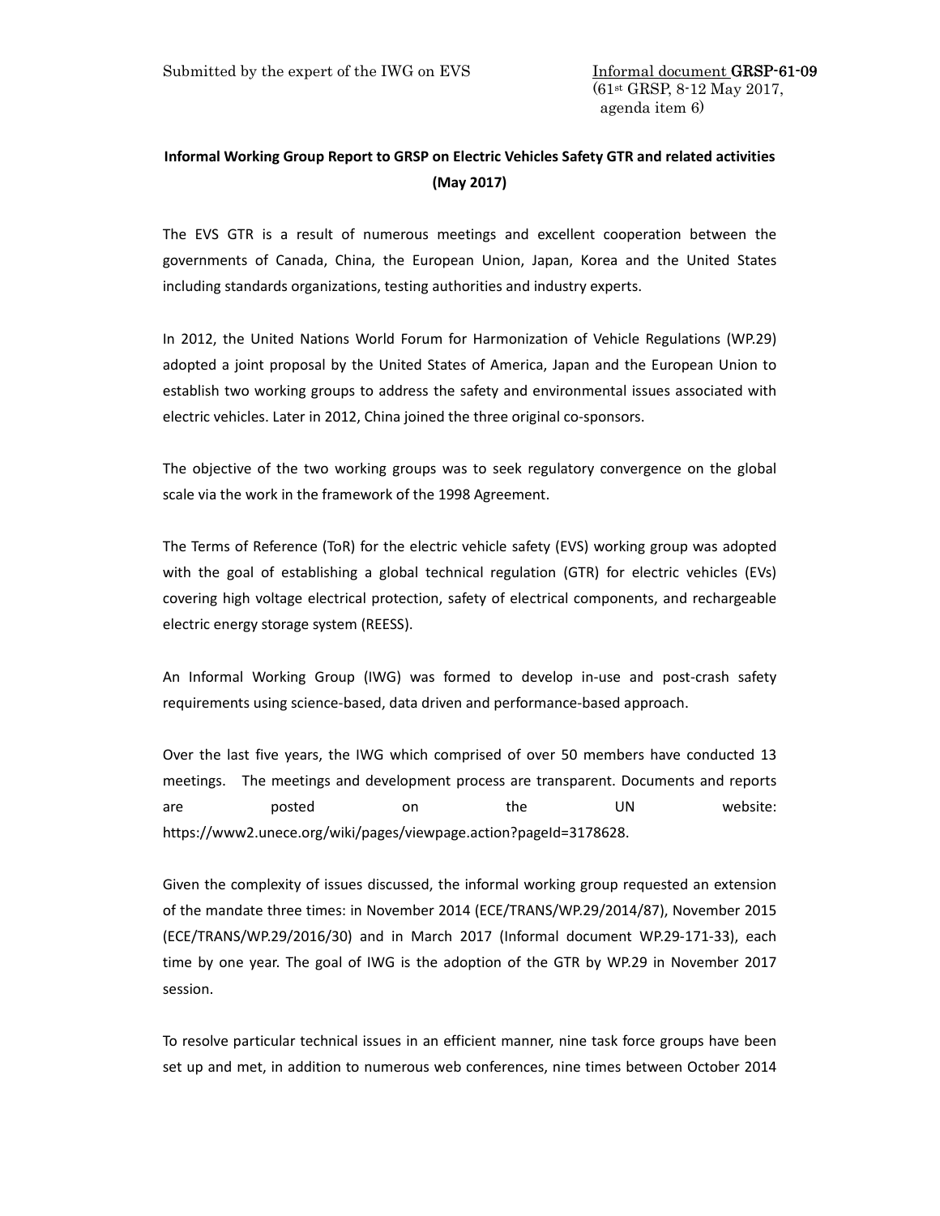Submitted by the expert of the IWG on EVS

Informal document GRSP-61-09
(61st GRSP, 8-12 May 2017, agenda item 6)

**Informal Working Group Report to GRSP on Electric Vehicles Safety GTR and related activities (May 2017)**

The EVS GTR is a result of numerous meetings and excellent cooperation between the governments of Canada, China, the European Union, Japan, Korea and the United States including standards organizations, testing authorities and industry experts.

In 2012, the United Nations World Forum for Harmonization of Vehicle Regulations (WP.29) adopted a joint proposal by the United States of America, Japan and the European Union to establish two working groups to address the safety and environmental issues associated with electric vehicles. Later in 2012, China joined the three original co-sponsors.

The objective of the two working groups was to seek regulatory convergence on the global scale via the work in the framework of the 1998 Agreement.

The Terms of Reference (ToR) for the electric vehicle safety (EVS) working group was adopted with the goal of establishing a global technical regulation (GTR) for electric vehicles (EVs) covering high voltage electrical protection, safety of electrical components, and rechargeable electric energy storage system (REESS).

An Informal Working Group (IWG) was formed to develop in-use and post-crash safety requirements using science-based, data driven and performance-based approach.

Over the last five years, the IWG which comprised of over 50 members have conducted 13 meetings. The meetings and development process are transparent. Documents and reports are posted on the UN website: https://www2.unece.org/wiki/pages/viewpage.action?pageId=3178628.

Given the complexity of issues discussed, the informal working group requested an extension of the mandate three times: in November 2014 (ECE/TRANS/WP.29/2014/87), November 2015 (ECE/TRANS/WP.29/2016/30) and in March 2017 (Informal document WP.29-171-33), each time by one year. The goal of IWG is the adoption of the GTR by WP.29 in November 2017 session.

To resolve particular technical issues in an efficient manner, nine task force groups have been set up and met, in addition to numerous web conferences, nine times between October 2014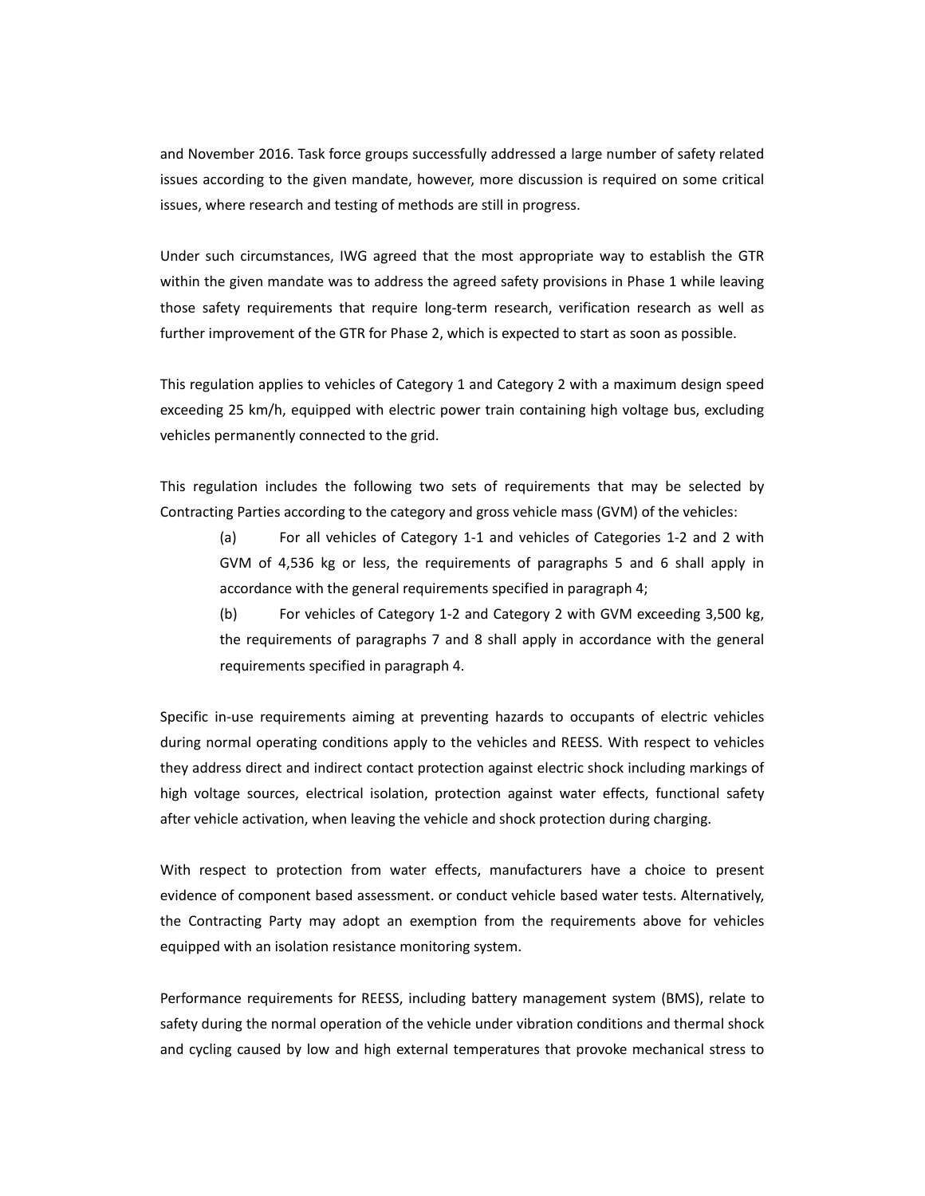and November 2016. Task force groups successfully addressed a large number of safety related issues according to the given mandate, however, more discussion is required on some critical issues, where research and testing of methods are still in progress.

Under such circumstances, IWG agreed that the most appropriate way to establish the GTR within the given mandate was to address the agreed safety provisions in Phase 1 while leaving those safety requirements that require long-term research, verification research as well as further improvement of the GTR for Phase 2, which is expected to start as soon as possible.

This regulation applies to vehicles of Category 1 and Category 2 with a maximum design speed exceeding 25 km/h, equipped with electric power train containing high voltage bus, excluding vehicles permanently connected to the grid.

This regulation includes the following two sets of requirements that may be selected by Contracting Parties according to the category and gross vehicle mass (GVM) of the vehicles:

(a) For all vehicles of Category 1-1 and vehicles of Categories 1-2 and 2 with GVM of 4,536 kg or less, the requirements of paragraphs 5 and 6 shall apply in accordance with the general requirements specified in paragraph 4;

(b) For vehicles of Category 1-2 and Category 2 with GVM exceeding 3,500 kg, the requirements of paragraphs 7 and 8 shall apply in accordance with the general requirements specified in paragraph 4.

Specific in-use requirements aiming at preventing hazards to occupants of electric vehicles during normal operating conditions apply to the vehicles and REESS. With respect to vehicles they address direct and indirect contact protection against electric shock including markings of high voltage sources, electrical isolation, protection against water effects, functional safety after vehicle activation, when leaving the vehicle and shock protection during charging.

With respect to protection from water effects, manufacturers have a choice to present evidence of component based assessment. or conduct vehicle based water tests. Alternatively, the Contracting Party may adopt an exemption from the requirements above for vehicles equipped with an isolation resistance monitoring system.

Performance requirements for REESS, including battery management system (BMS), relate to safety during the normal operation of the vehicle under vibration conditions and thermal shock and cycling caused by low and high external temperatures that provoke mechanical stress to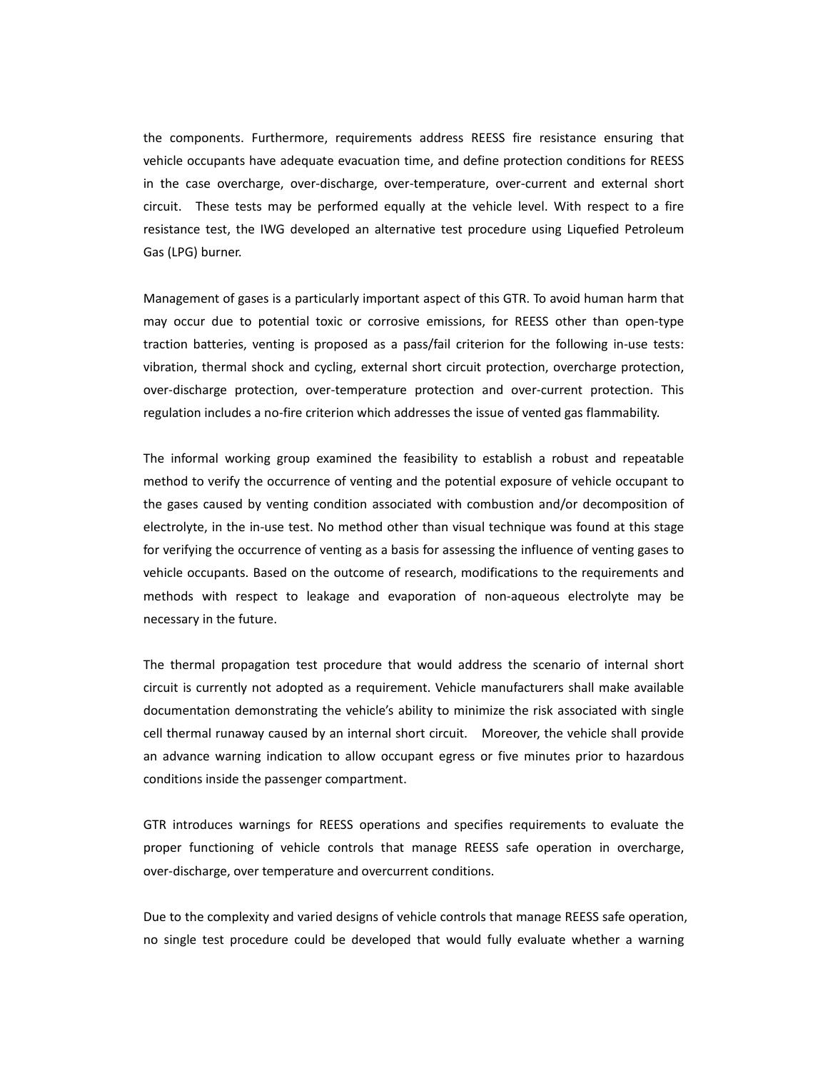the components. Furthermore, requirements address REESS fire resistance ensuring that vehicle occupants have adequate evacuation time, and define protection conditions for REESS in the case overcharge, over-discharge, over-temperature, over-current and external short circuit. These tests may be performed equally at the vehicle level. With respect to a fire resistance test, the IWG developed an alternative test procedure using Liquefied Petroleum Gas (LPG) burner.

Management of gases is a particularly important aspect of this GTR. To avoid human harm that may occur due to potential toxic or corrosive emissions, for REESS other than open-type traction batteries, venting is proposed as a pass/fail criterion for the following in-use tests: vibration, thermal shock and cycling, external short circuit protection, overcharge protection, over-discharge protection, over-temperature protection and over-current protection. This regulation includes a no-fire criterion which addresses the issue of vented gas flammability.

The informal working group examined the feasibility to establish a robust and repeatable method to verify the occurrence of venting and the potential exposure of vehicle occupant to the gases caused by venting condition associated with combustion and/or decomposition of electrolyte, in the in-use test. No method other than visual technique was found at this stage for verifying the occurrence of venting as a basis for assessing the influence of venting gases to vehicle occupants. Based on the outcome of research, modifications to the requirements and methods with respect to leakage and evaporation of non-aqueous electrolyte may be necessary in the future.

The thermal propagation test procedure that would address the scenario of internal short circuit is currently not adopted as a requirement. Vehicle manufacturers shall make available documentation demonstrating the vehicle's ability to minimize the risk associated with single cell thermal runaway caused by an internal short circuit. Moreover, the vehicle shall provide an advance warning indication to allow occupant egress or five minutes prior to hazardous conditions inside the passenger compartment.

GTR introduces warnings for REESS operations and specifies requirements to evaluate the proper functioning of vehicle controls that manage REESS safe operation in overcharge, over-discharge, over temperature and overcurrent conditions.

Due to the complexity and varied designs of vehicle controls that manage REESS safe operation, no single test procedure could be developed that would fully evaluate whether a warning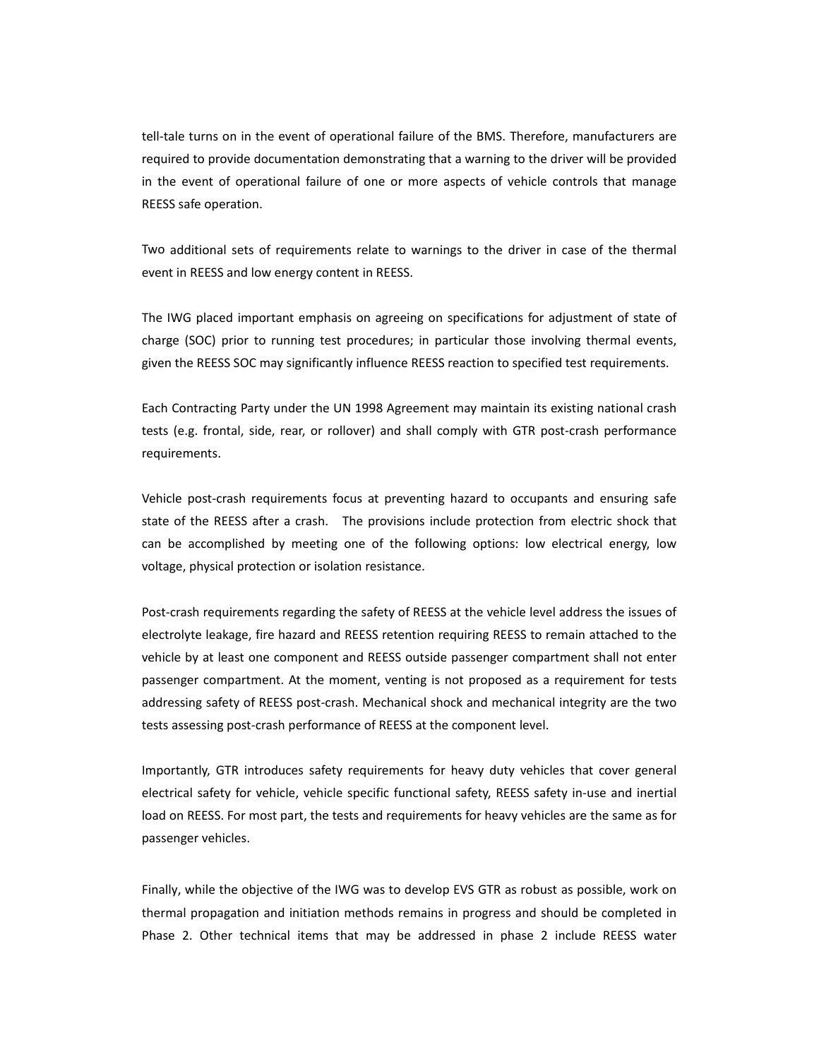tell-tale turns on in the event of operational failure of the BMS. Therefore, manufacturers are required to provide documentation demonstrating that a warning to the driver will be provided in the event of operational failure of one or more aspects of vehicle controls that manage REESS safe operation.

Two additional sets of requirements relate to warnings to the driver in case of the thermal event in REESS and low energy content in REESS.

The IWG placed important emphasis on agreeing on specifications for adjustment of state of charge (SOC) prior to running test procedures; in particular those involving thermal events, given the REESS SOC may significantly influence REESS reaction to specified test requirements.

Each Contracting Party under the UN 1998 Agreement may maintain its existing national crash tests (e.g. frontal, side, rear, or rollover) and shall comply with GTR post-crash performance requirements.

Vehicle post-crash requirements focus at preventing hazard to occupants and ensuring safe state of the REESS after a crash. The provisions include protection from electric shock that can be accomplished by meeting one of the following options: low electrical energy, low voltage, physical protection or isolation resistance.

Post-crash requirements regarding the safety of REESS at the vehicle level address the issues of electrolyte leakage, fire hazard and REESS retention requiring REESS to remain attached to the vehicle by at least one component and REESS outside passenger compartment shall not enter passenger compartment. At the moment, venting is not proposed as a requirement for tests addressing safety of REESS post-crash. Mechanical shock and mechanical integrity are the two tests assessing post-crash performance of REESS at the component level.

Importantly, GTR introduces safety requirements for heavy duty vehicles that cover general electrical safety for vehicle, vehicle specific functional safety, REESS safety in-use and inertial load on REESS. For most part, the tests and requirements for heavy vehicles are the same as for passenger vehicles.

Finally, while the objective of the IWG was to develop EVS GTR as robust as possible, work on thermal propagation and initiation methods remains in progress and should be completed in Phase 2. Other technical items that may be addressed in phase 2 include REESS water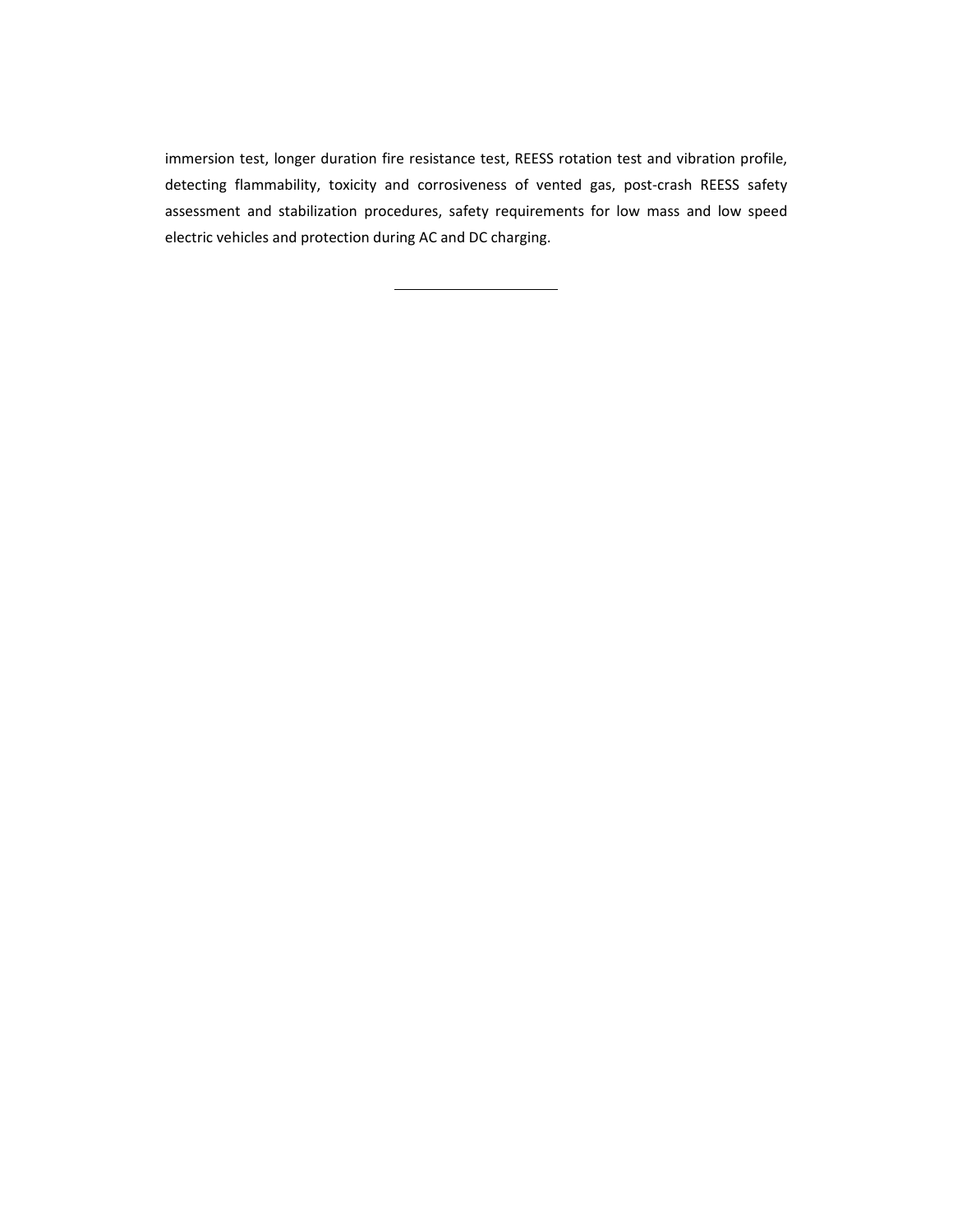immersion test, longer duration fire resistance test, REESS rotation test and vibration profile, detecting flammability, toxicity and corrosiveness of vented gas, post-crash REESS safety assessment and stabilization procedures, safety requirements for low mass and low speed electric vehicles and protection during AC and DC charging.

---